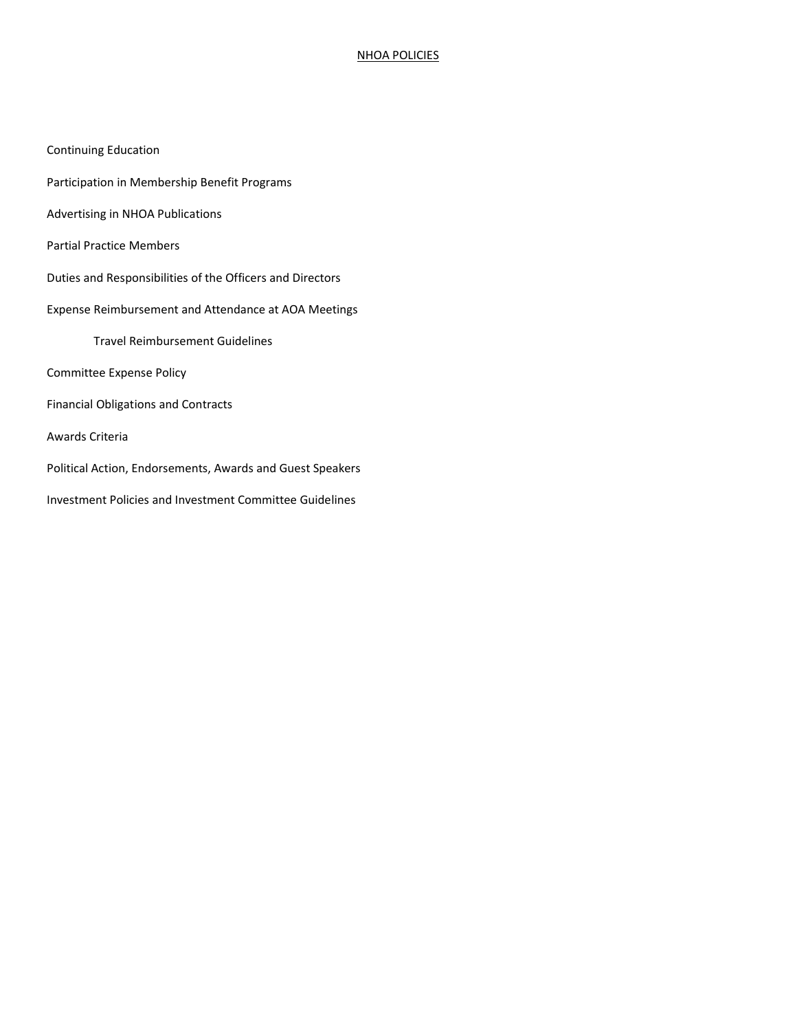# NHOA POLICIES

Continuing Education

Participation in Membership Benefit Programs

Advertising in NHOA Publications

Partial Practice Members

Duties and Responsibilities of the Officers and Directors

Expense Reimbursement and Attendance at AOA Meetings

- Travel Reimbursement Guidelines

Committee Expense Policy

Financial Obligations and Contracts

Awards Criteria

Political Action, Endorsements, Awards and Guest Speakers

Investment Policies and Investment Committee Guidelines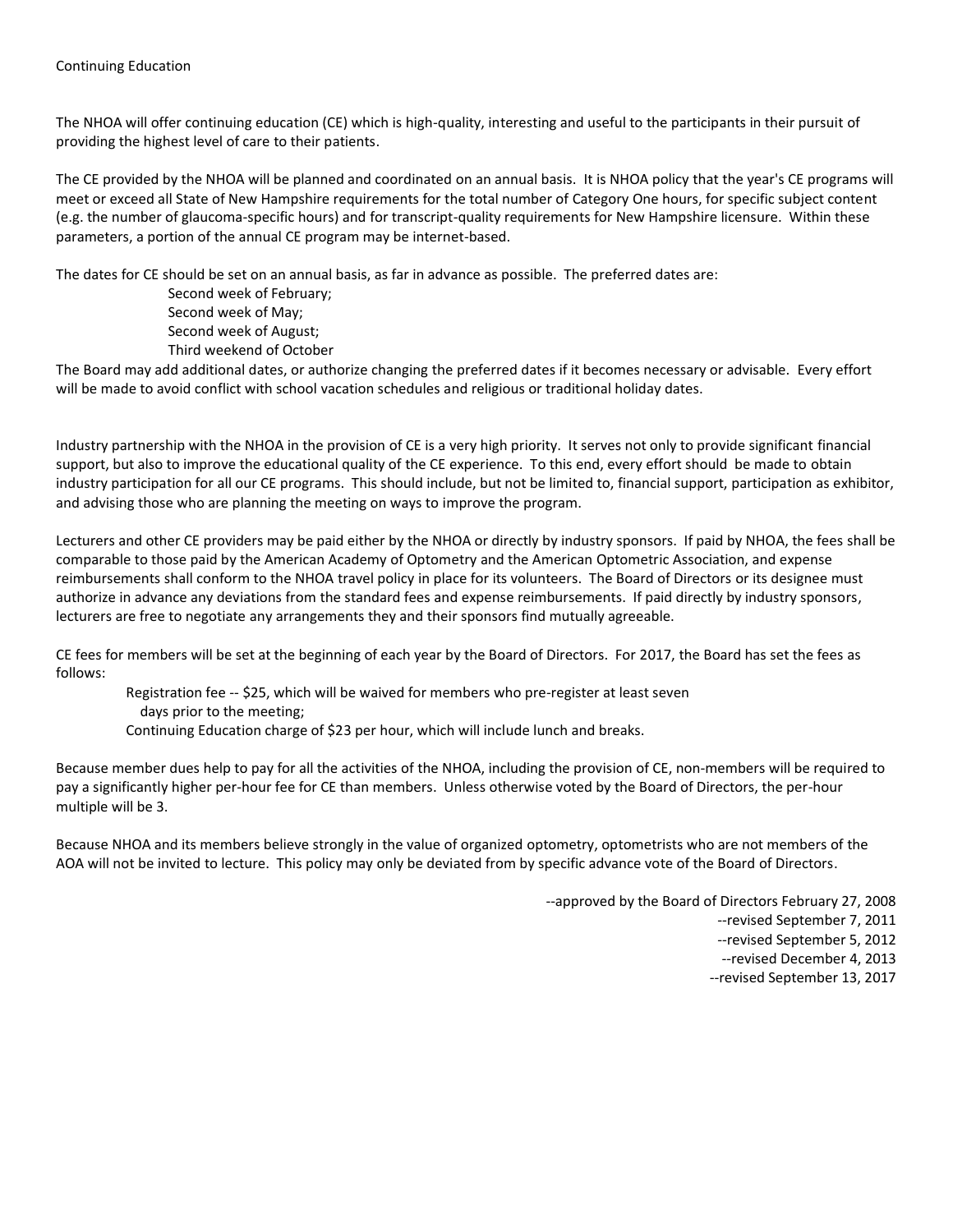# Continuing Education

The NHOA will offer continuing education (CE) which is high-quality, interesting and useful to the participants in their pursuit of providing the highest level of care to their patients.

The CE provided by the NHOA will be planned and coordinated on an annual basis. It is NHOA policy that the year's CE programs will meet or exceed all State of New Hampshire requirements for the total number of Category One hours, for specific subject content (e.g. the number of glaucoma-specific hours) and for transcript-quality requirements for New Hampshire licensure. Within these parameters, a portion of the annual CE program may be internet-based.

The dates for CE should be set on an annual basis, as far in advance as possible. The preferred dates are:

- Second week of February;
- Second week of May;
- Second week of August;
- Third weekend of October

The Board may add additional dates, or authorize changing the preferred dates if it becomes necessary or advisable. Every effort will be made to avoid conflict with school vacation schedules and religious or traditional holiday dates.

Industry partnership with the NHOA in the provision of CE is a very high priority. It serves not only to provide significant financial support, but also to improve the educational quality of the CE experience. To this end, every effort should be made to obtain industry participation for all our CE programs. This should include, but not be limited to, financial support, participation as exhibitor, and advising those who are planning the meeting on ways to improve the program.

Lecturers and other CE providers may be paid either by the NHOA or directly by industry sponsors. If paid by NHOA, the fees shall be comparable to those paid by the American Academy of Optometry and the American Optometric Association, and expense reimbursements shall conform to the NHOA travel policy in place for its volunteers. The Board of Directors or its designee must authorize in advance any deviations from the standard fees and expense reimbursements. If paid directly by industry sponsors, lecturers are free to negotiate any arrangements they and their sponsors find mutually agreeable.

CE fees for members will be set at the beginning of each year by the Board of Directors. For 2017, the Board has set the fees as follows:

- Registration fee -- $25, which will be waived for members who pre-register at least seven days prior to the meeting;
- Continuing Education charge of $23 per hour, which will include lunch and breaks.

Because member dues help to pay for all the activities of the NHOA, including the provision of CE, non-members will be required to pay a significantly higher per-hour fee for CE than members. Unless otherwise voted by the Board of Directors, the per-hour multiple will be 3.

Because NHOA and its members believe strongly in the value of organized optometry, optometrists who are not members of the AOA will not be invited to lecture. This policy may only be deviated from by specific advance vote of the Board of Directors.

--approved by the Board of Directors February 27, 2008
--revised September 7, 2011
--revised September 5, 2012
--revised December 4, 2013
--revised September 13, 2017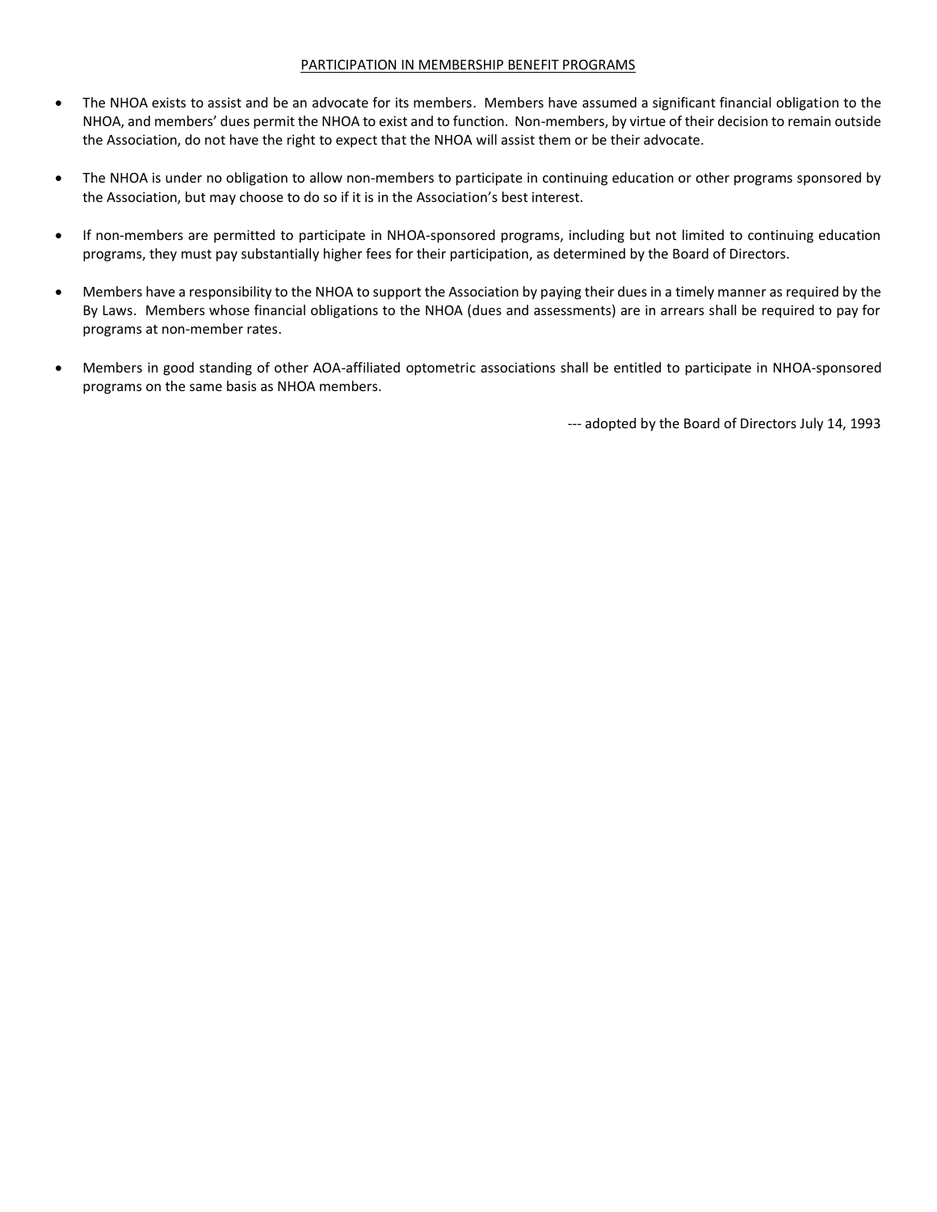## PARTICIPATION IN MEMBERSHIP BENEFIT PROGRAMS

- The NHOA exists to assist and be an advocate for its members. Members have assumed a significant financial obligation to the NHOA, and members' dues permit the NHOA to exist and to function. Non-members, by virtue of their decision to remain outside the Association, do not have the right to expect that the NHOA will assist them or be their advocate.

- The NHOA is under no obligation to allow non-members to participate in continuing education or other programs sponsored by the Association, but may choose to do so if it is in the Association's best interest.

- If non-members are permitted to participate in NHOA-sponsored programs, including but not limited to continuing education programs, they must pay substantially higher fees for their participation, as determined by the Board of Directors.

- Members have a responsibility to the NHOA to support the Association by paying their dues in a timely manner as required by the By Laws. Members whose financial obligations to the NHOA (dues and assessments) are in arrears shall be required to pay for programs at non-member rates.

- Members in good standing of other AOA-affiliated optometric associations shall be entitled to participate in NHOA-sponsored programs on the same basis as NHOA members.

--- adopted by the Board of Directors July 14, 1993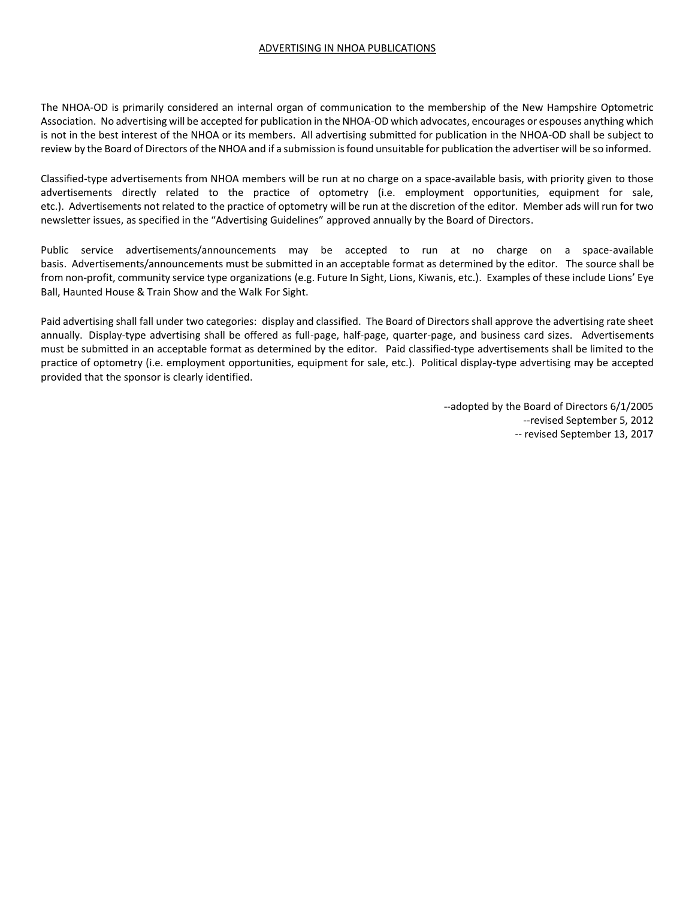## ADVERTISING IN NHOA PUBLICATIONS

The NHOA-OD is primarily considered an internal organ of communication to the membership of the New Hampshire Optometric Association. No advertising will be accepted for publication in the NHOA-OD which advocates, encourages or espouses anything which is not in the best interest of the NHOA or its members. All advertising submitted for publication in the NHOA-OD shall be subject to review by the Board of Directors of the NHOA and if a submission is found unsuitable for publication the advertiser will be so informed.

Classified-type advertisements from NHOA members will be run at no charge on a space-available basis, with priority given to those advertisements directly related to the practice of optometry (i.e. employment opportunities, equipment for sale, etc.). Advertisements not related to the practice of optometry will be run at the discretion of the editor. Member ads will run for two newsletter issues, as specified in the "Advertising Guidelines" approved annually by the Board of Directors.

Public service advertisements/announcements may be accepted to run at no charge on a space-available basis. Advertisements/announcements must be submitted in an acceptable format as determined by the editor. The source shall be from non-profit, community service type organizations (e.g. Future In Sight, Lions, Kiwanis, etc.). Examples of these include Lions' Eye Ball, Haunted House & Train Show and the Walk For Sight.

Paid advertising shall fall under two categories: display and classified. The Board of Directors shall approve the advertising rate sheet annually. Display-type advertising shall be offered as full-page, half-page, quarter-page, and business card sizes. Advertisements must be submitted in an acceptable format as determined by the editor. Paid classified-type advertisements shall be limited to the practice of optometry (i.e. employment opportunities, equipment for sale, etc.). Political display-type advertising may be accepted provided that the sponsor is clearly identified.

--adopted by the Board of Directors 6/1/2005
--revised September 5, 2012
-- revised September 13, 2017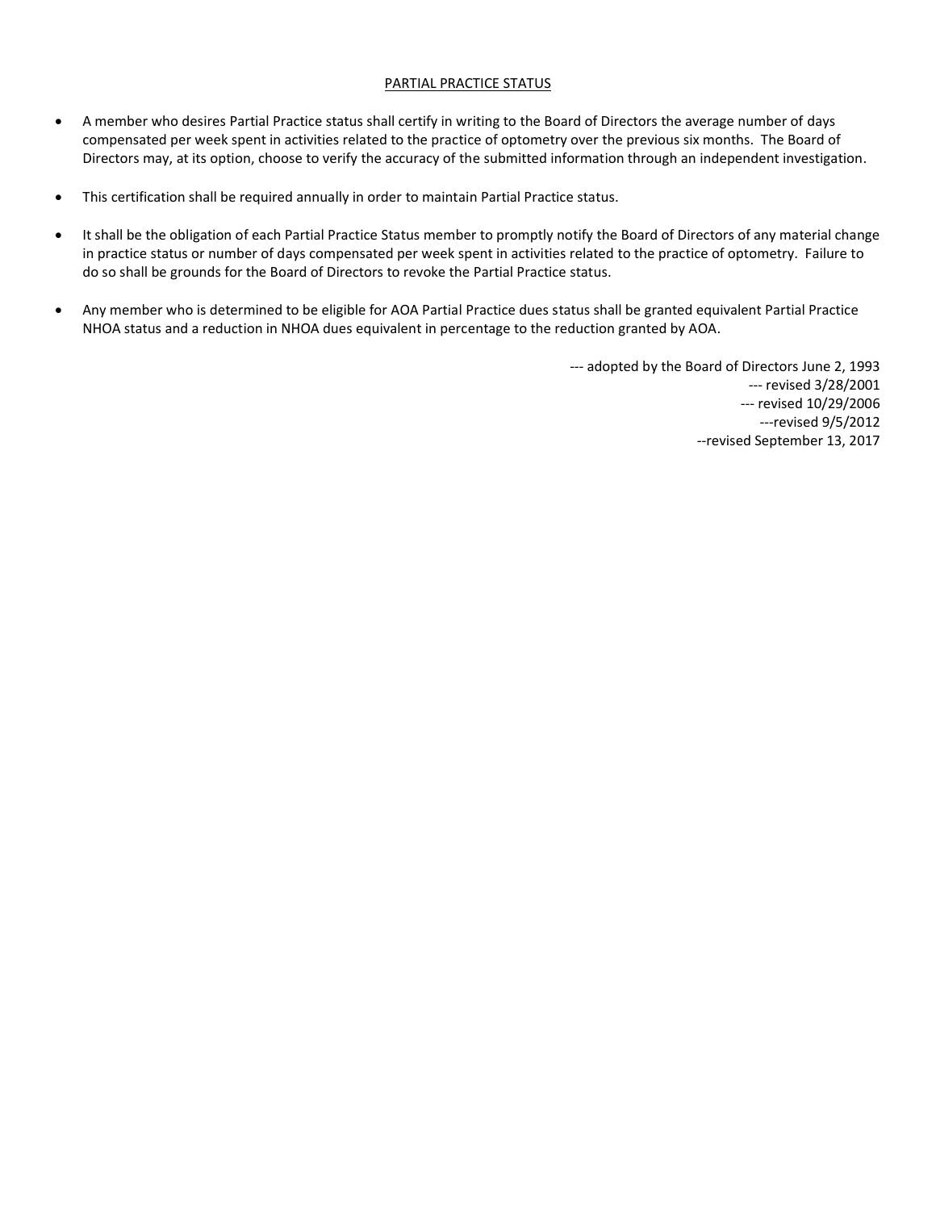## PARTIAL PRACTICE STATUS

- A member who desires Partial Practice status shall certify in writing to the Board of Directors the average number of days compensated per week spent in activities related to the practice of optometry over the previous six months. The Board of Directors may, at its option, choose to verify the accuracy of the submitted information through an independent investigation.
- This certification shall be required annually in order to maintain Partial Practice status.
- It shall be the obligation of each Partial Practice Status member to promptly notify the Board of Directors of any material change in practice status or number of days compensated per week spent in activities related to the practice of optometry. Failure to do so shall be grounds for the Board of Directors to revoke the Partial Practice status.
- Any member who is determined to be eligible for AOA Partial Practice dues status shall be granted equivalent Partial Practice NHOA status and a reduction in NHOA dues equivalent in percentage to the reduction granted by AOA.

--- adopted by the Board of Directors June 2, 1993
--- revised 3/28/2001
--- revised 10/29/2006
---revised 9/5/2012
--revised September 13, 2017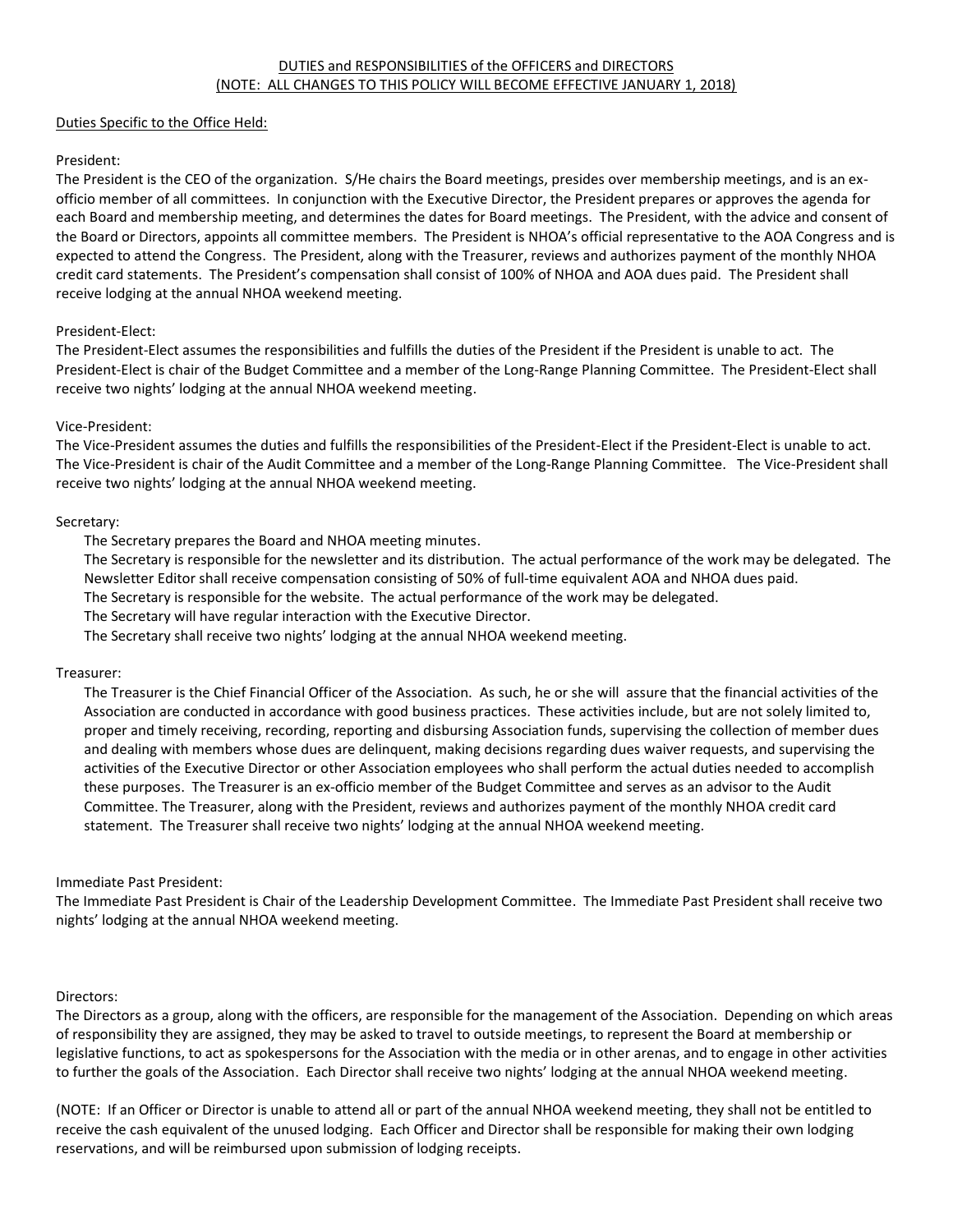DUTIES and RESPONSIBILITIES of the OFFICERS and DIRECTORS
(NOTE: ALL CHANGES TO THIS POLICY WILL BECOME EFFECTIVE JANUARY 1, 2018)

Duties Specific to the Office Held:

President:
The President is the CEO of the organization. S/He chairs the Board meetings, presides over membership meetings, and is an ex-officio member of all committees. In conjunction with the Executive Director, the President prepares or approves the agenda for each Board and membership meeting, and determines the dates for Board meetings. The President, with the advice and consent of the Board or Directors, appoints all committee members. The President is NHOA's official representative to the AOA Congress and is expected to attend the Congress. The President, along with the Treasurer, reviews and authorizes payment of the monthly NHOA credit card statements. The President's compensation shall consist of 100% of NHOA and AOA dues paid. The President shall receive lodging at the annual NHOA weekend meeting.

President-Elect:
The President-Elect assumes the responsibilities and fulfills the duties of the President if the President is unable to act. The President-Elect is chair of the Budget Committee and a member of the Long-Range Planning Committee. The President-Elect shall receive two nights' lodging at the annual NHOA weekend meeting.

Vice-President:
The Vice-President assumes the duties and fulfills the responsibilities of the President-Elect if the President-Elect is unable to act. The Vice-President is chair of the Audit Committee and a member of the Long-Range Planning Committee. The Vice-President shall receive two nights' lodging at the annual NHOA weekend meeting.

Secretary:

The Secretary prepares the Board and NHOA meeting minutes.
The Secretary is responsible for the newsletter and its distribution. The actual performance of the work may be delegated. The Newsletter Editor shall receive compensation consisting of 50% of full-time equivalent AOA and NHOA dues paid.
The Secretary is responsible for the website. The actual performance of the work may be delegated.
The Secretary will have regular interaction with the Executive Director.
The Secretary shall receive two nights' lodging at the annual NHOA weekend meeting.

Treasurer:

The Treasurer is the Chief Financial Officer of the Association. As such, he or she will assure that the financial activities of the Association are conducted in accordance with good business practices. These activities include, but are not solely limited to, proper and timely receiving, recording, reporting and disbursing Association funds, supervising the collection of member dues and dealing with members whose dues are delinquent, making decisions regarding dues waiver requests, and supervising the activities of the Executive Director or other Association employees who shall perform the actual duties needed to accomplish these purposes. The Treasurer is an ex-officio member of the Budget Committee and serves as an advisor to the Audit Committee. The Treasurer, along with the President, reviews and authorizes payment of the monthly NHOA credit card statement. The Treasurer shall receive two nights' lodging at the annual NHOA weekend meeting.

Immediate Past President:
The Immediate Past President is Chair of the Leadership Development Committee. The Immediate Past President shall receive two nights' lodging at the annual NHOA weekend meeting.

Directors:
The Directors as a group, along with the officers, are responsible for the management of the Association. Depending on which areas of responsibility they are assigned, they may be asked to travel to outside meetings, to represent the Board at membership or legislative functions, to act as spokespersons for the Association with the media or in other arenas, and to engage in other activities to further the goals of the Association. Each Director shall receive two nights' lodging at the annual NHOA weekend meeting.

(NOTE: If an Officer or Director is unable to attend all or part of the annual NHOA weekend meeting, they shall not be entitled to receive the cash equivalent of the unused lodging. Each Officer and Director shall be responsible for making their own lodging reservations, and will be reimbursed upon submission of lodging receipts.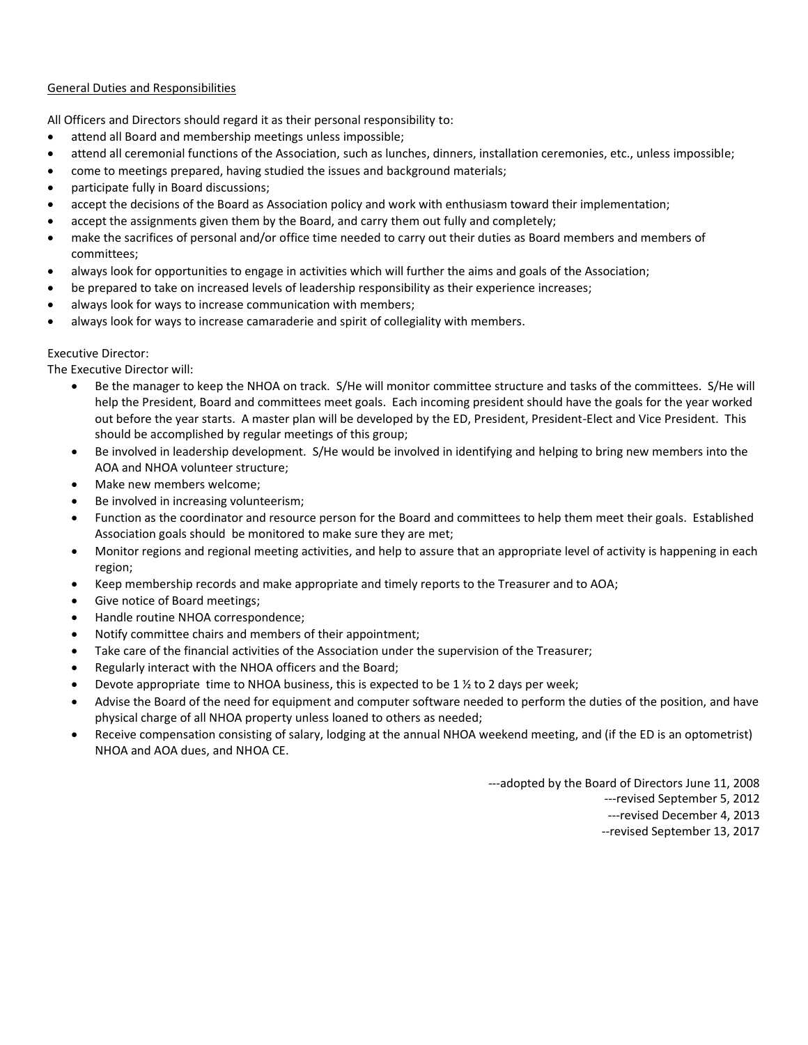General Duties and Responsibilities

All Officers and Directors should regard it as their personal responsibility to:

- attend all Board and membership meetings unless impossible;
- attend all ceremonial functions of the Association, such as lunches, dinners, installation ceremonies, etc., unless impossible;
- come to meetings prepared, having studied the issues and background materials;
- participate fully in Board discussions;
- accept the decisions of the Board as Association policy and work with enthusiasm toward their implementation;
- accept the assignments given them by the Board, and carry them out fully and completely;
- make the sacrifices of personal and/or office time needed to carry out their duties as Board members and members of committees;
- always look for opportunities to engage in activities which will further the aims and goals of the Association;
- be prepared to take on increased levels of leadership responsibility as their experience increases;
- always look for ways to increase communication with members;
- always look for ways to increase camaraderie and spirit of collegiality with members.

Executive Director:

The Executive Director will:

- Be the manager to keep the NHOA on track. S/He will monitor committee structure and tasks of the committees. S/He will help the President, Board and committees meet goals. Each incoming president should have the goals for the year worked out before the year starts. A master plan will be developed by the ED, President, President-Elect and Vice President. This should be accomplished by regular meetings of this group;
- Be involved in leadership development. S/He would be involved in identifying and helping to bring new members into the AOA and NHOA volunteer structure;
- Make new members welcome;
- Be involved in increasing volunteerism;
- Function as the coordinator and resource person for the Board and committees to help them meet their goals. Established Association goals should be monitored to make sure they are met;
- Monitor regions and regional meeting activities, and help to assure that an appropriate level of activity is happening in each region;
- Keep membership records and make appropriate and timely reports to the Treasurer and to AOA;
- Give notice of Board meetings;
- Handle routine NHOA correspondence;
- Notify committee chairs and members of their appointment;
- Take care of the financial activities of the Association under the supervision of the Treasurer;
- Regularly interact with the NHOA officers and the Board;
- Devote appropriate time to NHOA business, this is expected to be 1 ½ to 2 days per week;
- Advise the Board of the need for equipment and computer software needed to perform the duties of the position, and have physical charge of all NHOA property unless loaned to others as needed;
- Receive compensation consisting of salary, lodging at the annual NHOA weekend meeting, and (if the ED is an optometrist) NHOA and AOA dues, and NHOA CE.

---adopted by the Board of Directors June 11, 2008
---revised September 5, 2012
---revised December 4, 2013
--revised September 13, 2017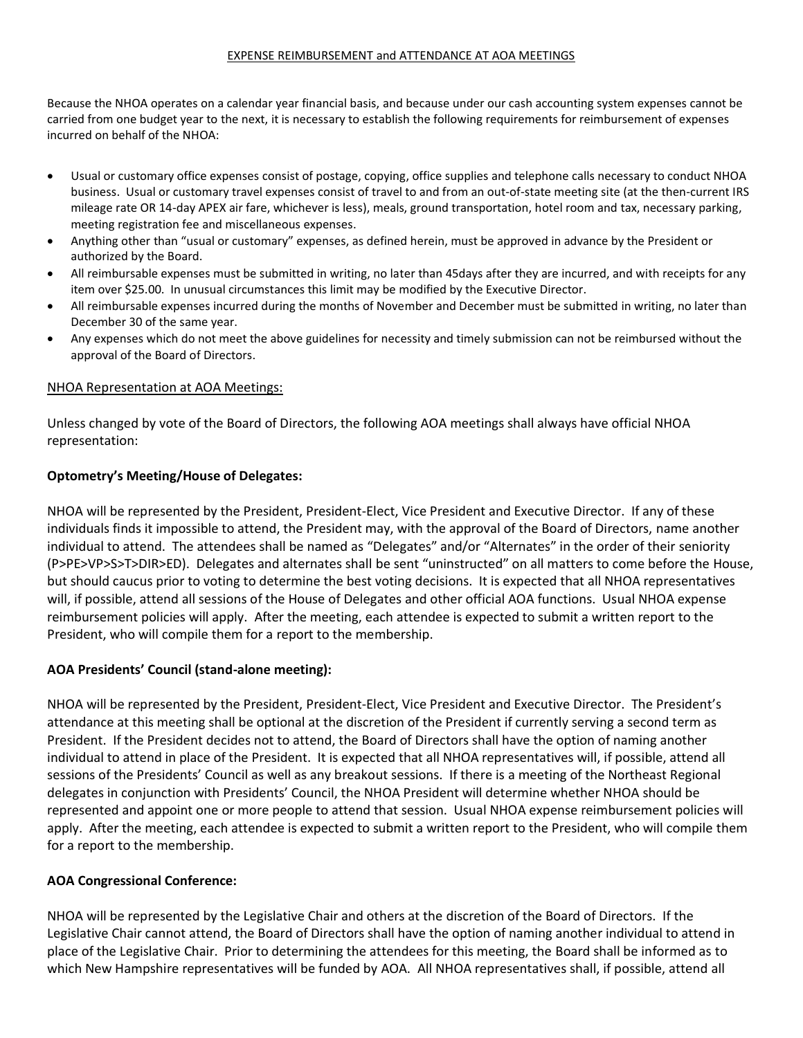EXPENSE REIMBURSEMENT and ATTENDANCE AT AOA MEETINGS

Because the NHOA operates on a calendar year financial basis, and because under our cash accounting system expenses cannot be carried from one budget year to the next, it is necessary to establish the following requirements for reimbursement of expenses incurred on behalf of the NHOA:

- Usual or customary office expenses consist of postage, copying, office supplies and telephone calls necessary to conduct NHOA business. Usual or customary travel expenses consist of travel to and from an out-of-state meeting site (at the then-current IRS mileage rate OR 14-day APEX air fare, whichever is less), meals, ground transportation, hotel room and tax, necessary parking, meeting registration fee and miscellaneous expenses.
- Anything other than "usual or customary" expenses, as defined herein, must be approved in advance by the President or authorized by the Board.
- All reimbursable expenses must be submitted in writing, no later than 45days after they are incurred, and with receipts for any item over $25.00. In unusual circumstances this limit may be modified by the Executive Director.
- All reimbursable expenses incurred during the months of November and December must be submitted in writing, no later than December 30 of the same year.
- Any expenses which do not meet the above guidelines for necessity and timely submission can not be reimbursed without the approval of the Board of Directors.

NHOA Representation at AOA Meetings:

Unless changed by vote of the Board of Directors, the following AOA meetings shall always have official NHOA representation:

**Optometry's Meeting/House of Delegates:**

NHOA will be represented by the President, President-Elect, Vice President and Executive Director. If any of these individuals finds it impossible to attend, the President may, with the approval of the Board of Directors, name another individual to attend. The attendees shall be named as "Delegates" and/or "Alternates" in the order of their seniority (P>PE>VP>S>T>DIR>ED). Delegates and alternates shall be sent "uninstructed" on all matters to come before the House, but should caucus prior to voting to determine the best voting decisions. It is expected that all NHOA representatives will, if possible, attend all sessions of the House of Delegates and other official AOA functions. Usual NHOA expense reimbursement policies will apply. After the meeting, each attendee is expected to submit a written report to the President, who will compile them for a report to the membership.

**AOA Presidents' Council (stand-alone meeting):**

NHOA will be represented by the President, President-Elect, Vice President and Executive Director. The President's attendance at this meeting shall be optional at the discretion of the President if currently serving a second term as President. If the President decides not to attend, the Board of Directors shall have the option of naming another individual to attend in place of the President. It is expected that all NHOA representatives will, if possible, attend all sessions of the Presidents' Council as well as any breakout sessions. If there is a meeting of the Northeast Regional delegates in conjunction with Presidents' Council, the NHOA President will determine whether NHOA should be represented and appoint one or more people to attend that session. Usual NHOA expense reimbursement policies will apply. After the meeting, each attendee is expected to submit a written report to the President, who will compile them for a report to the membership.

**AOA Congressional Conference:**

NHOA will be represented by the Legislative Chair and others at the discretion of the Board of Directors. If the Legislative Chair cannot attend, the Board of Directors shall have the option of naming another individual to attend in place of the Legislative Chair. Prior to determining the attendees for this meeting, the Board shall be informed as to which New Hampshire representatives will be funded by AOA. All NHOA representatives shall, if possible, attend all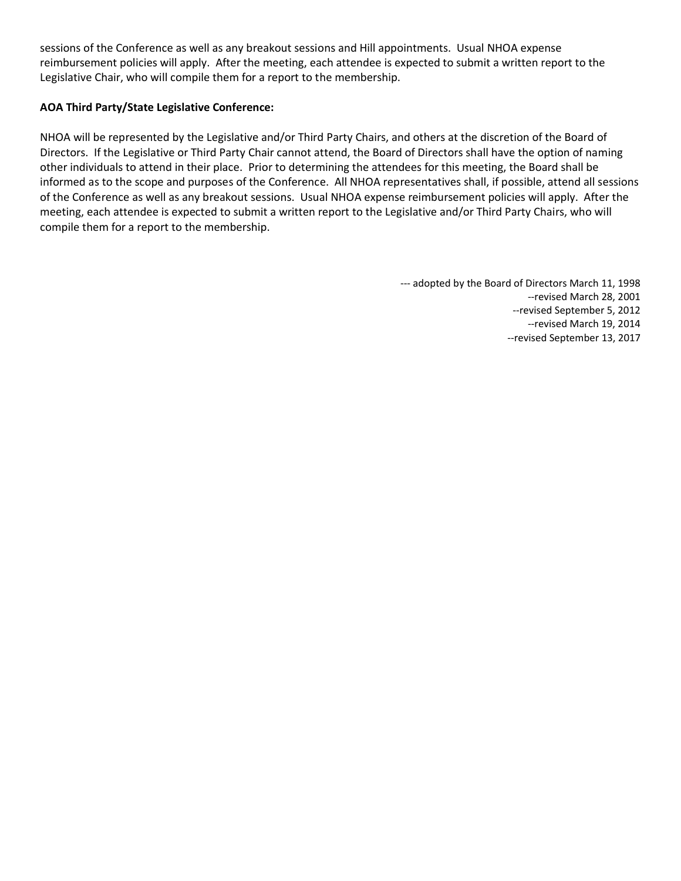sessions of the Conference as well as any breakout sessions and Hill appointments. Usual NHOA expense reimbursement policies will apply. After the meeting, each attendee is expected to submit a written report to the Legislative Chair, who will compile them for a report to the membership.

**AOA Third Party/State Legislative Conference:**

NHOA will be represented by the Legislative and/or Third Party Chairs, and others at the discretion of the Board of Directors. If the Legislative or Third Party Chair cannot attend, the Board of Directors shall have the option of naming other individuals to attend in their place. Prior to determining the attendees for this meeting, the Board shall be informed as to the scope and purposes of the Conference. All NHOA representatives shall, if possible, attend all sessions of the Conference as well as any breakout sessions. Usual NHOA expense reimbursement policies will apply. After the meeting, each attendee is expected to submit a written report to the Legislative and/or Third Party Chairs, who will compile them for a report to the membership.

--- adopted by the Board of Directors March 11, 1998
--revised March 28, 2001
--revised September 5, 2012
--revised March 19, 2014
--revised September 13, 2017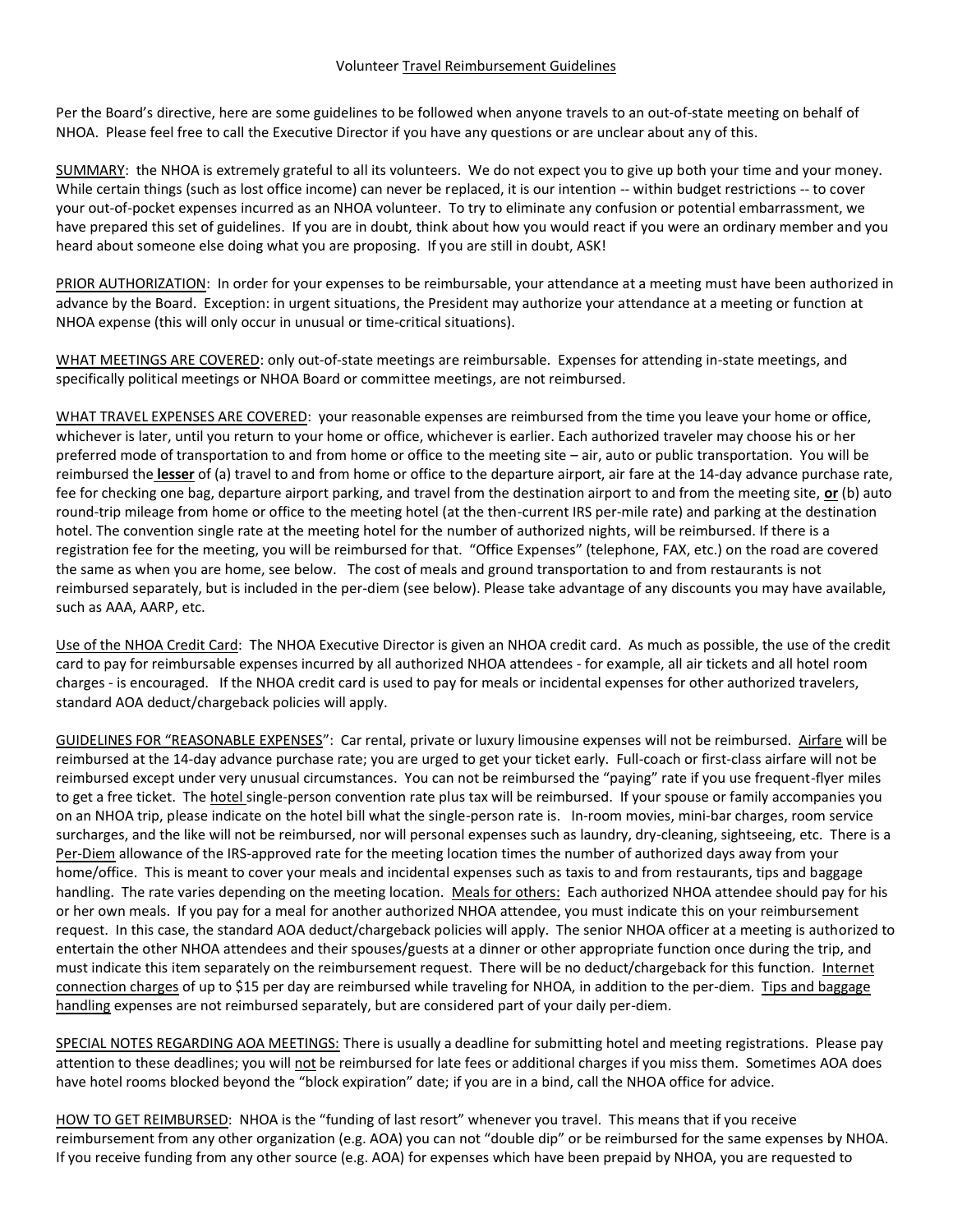Volunteer Travel Reimbursement Guidelines

Per the Board's directive, here are some guidelines to be followed when anyone travels to an out-of-state meeting on behalf of NHOA. Please feel free to call the Executive Director if you have any questions or are unclear about any of this.

SUMMARY: the NHOA is extremely grateful to all its volunteers. We do not expect you to give up both your time and your money. While certain things (such as lost office income) can never be replaced, it is our intention -- within budget restrictions -- to cover your out-of-pocket expenses incurred as an NHOA volunteer. To try to eliminate any confusion or potential embarrassment, we have prepared this set of guidelines. If you are in doubt, think about how you would react if you were an ordinary member and you heard about someone else doing what you are proposing. If you are still in doubt, ASK!

PRIOR AUTHORIZATION: In order for your expenses to be reimbursable, your attendance at a meeting must have been authorized in advance by the Board. Exception: in urgent situations, the President may authorize your attendance at a meeting or function at NHOA expense (this will only occur in unusual or time-critical situations).

WHAT MEETINGS ARE COVERED: only out-of-state meetings are reimbursable. Expenses for attending in-state meetings, and specifically political meetings or NHOA Board or committee meetings, are not reimbursed.

WHAT TRAVEL EXPENSES ARE COVERED: your reasonable expenses are reimbursed from the time you leave your home or office, whichever is later, until you return to your home or office, whichever is earlier. Each authorized traveler may choose his or her preferred mode of transportation to and from home or office to the meeting site – air, auto or public transportation. You will be reimbursed the **lesser** of (a) travel to and from home or office to the departure airport, air fare at the 14-day advance purchase rate, fee for checking one bag, departure airport parking, and travel from the destination airport to and from the meeting site, **or** (b) auto round-trip mileage from home or office to the meeting hotel (at the then-current IRS per-mile rate) and parking at the destination hotel. The convention single rate at the meeting hotel for the number of authorized nights, will be reimbursed. If there is a registration fee for the meeting, you will be reimbursed for that. "Office Expenses" (telephone, FAX, etc.) on the road are covered the same as when you are home, see below. The cost of meals and ground transportation to and from restaurants is not reimbursed separately, but is included in the per-diem (see below). Please take advantage of any discounts you may have available, such as AAA, AARP, etc.

Use of the NHOA Credit Card: The NHOA Executive Director is given an NHOA credit card. As much as possible, the use of the credit card to pay for reimbursable expenses incurred by all authorized NHOA attendees - for example, all air tickets and all hotel room charges - is encouraged. If the NHOA credit card is used to pay for meals or incidental expenses for other authorized travelers, standard AOA deduct/chargeback policies will apply.

GUIDELINES FOR "REASONABLE EXPENSES": Car rental, private or luxury limousine expenses will not be reimbursed. Airfare will be reimbursed at the 14-day advance purchase rate; you are urged to get your ticket early. Full-coach or first-class airfare will not be reimbursed except under very unusual circumstances. You can not be reimbursed the "paying" rate if you use frequent-flyer miles to get a free ticket. The hotel single-person convention rate plus tax will be reimbursed. If your spouse or family accompanies you on an NHOA trip, please indicate on the hotel bill what the single-person rate is. In-room movies, mini-bar charges, room service surcharges, and the like will not be reimbursed, nor will personal expenses such as laundry, dry-cleaning, sightseeing, etc. There is a Per-Diem allowance of the IRS-approved rate for the meeting location times the number of authorized days away from your home/office. This is meant to cover your meals and incidental expenses such as taxis to and from restaurants, tips and baggage handling. The rate varies depending on the meeting location. Meals for others: Each authorized NHOA attendee should pay for his or her own meals. If you pay for a meal for another authorized NHOA attendee, you must indicate this on your reimbursement request. In this case, the standard AOA deduct/chargeback policies will apply. The senior NHOA officer at a meeting is authorized to entertain the other NHOA attendees and their spouses/guests at a dinner or other appropriate function once during the trip, and must indicate this item separately on the reimbursement request. There will be no deduct/chargeback for this function. Internet connection charges of up to $15 per day are reimbursed while traveling for NHOA, in addition to the per-diem. Tips and baggage handling expenses are not reimbursed separately, but are considered part of your daily per-diem.

SPECIAL NOTES REGARDING AOA MEETINGS: There is usually a deadline for submitting hotel and meeting registrations. Please pay attention to these deadlines; you will not be reimbursed for late fees or additional charges if you miss them. Sometimes AOA does have hotel rooms blocked beyond the "block expiration" date; if you are in a bind, call the NHOA office for advice.

HOW TO GET REIMBURSED: NHOA is the "funding of last resort" whenever you travel. This means that if you receive reimbursement from any other organization (e.g. AOA) you can not "double dip" or be reimbursed for the same expenses by NHOA. If you receive funding from any other source (e.g. AOA) for expenses which have been prepaid by NHOA, you are requested to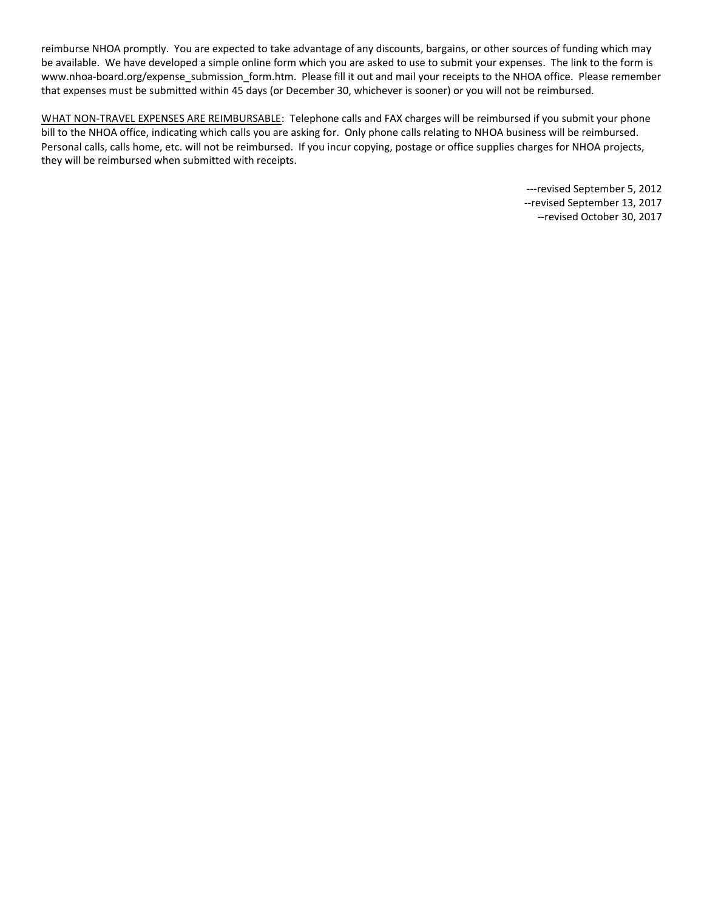reimburse NHOA promptly. You are expected to take advantage of any discounts, bargains, or other sources of funding which may be available. We have developed a simple online form which you are asked to use to submit your expenses. The link to the form is www.nhoa-board.org/expense_submission_form.htm. Please fill it out and mail your receipts to the NHOA office. Please remember that expenses must be submitted within 45 days (or December 30, whichever is sooner) or you will not be reimbursed.

<u>WHAT NON-TRAVEL EXPENSES ARE REIMBURSABLE</u>: Telephone calls and FAX charges will be reimbursed if you submit your phone bill to the NHOA office, indicating which calls you are asking for. Only phone calls relating to NHOA business will be reimbursed. Personal calls, calls home, etc. will not be reimbursed. If you incur copying, postage or office supplies charges for NHOA projects, they will be reimbursed when submitted with receipts.

---revised September 5, 2012
--revised September 13, 2017
--revised October 30, 2017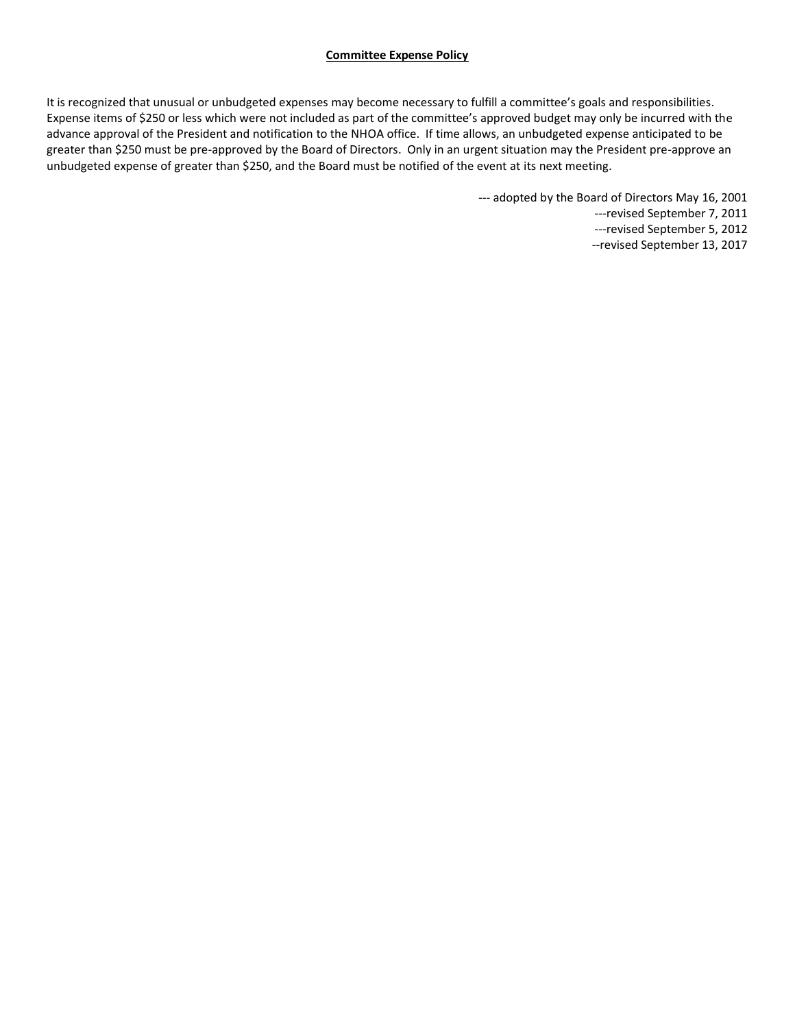## **Committee Expense Policy**

It is recognized that unusual or unbudgeted expenses may become necessary to fulfill a committee's goals and responsibilities. Expense items of $250 or less which were not included as part of the committee's approved budget may only be incurred with the advance approval of the President and notification to the NHOA office. If time allows, an unbudgeted expense anticipated to be greater than $250 must be pre-approved by the Board of Directors. Only in an urgent situation may the President pre-approve an unbudgeted expense of greater than $250, and the Board must be notified of the event at its next meeting.

--- adopted by the Board of Directors May 16, 2001
---revised September 7, 2011
---revised September 5, 2012
--revised September 13, 2017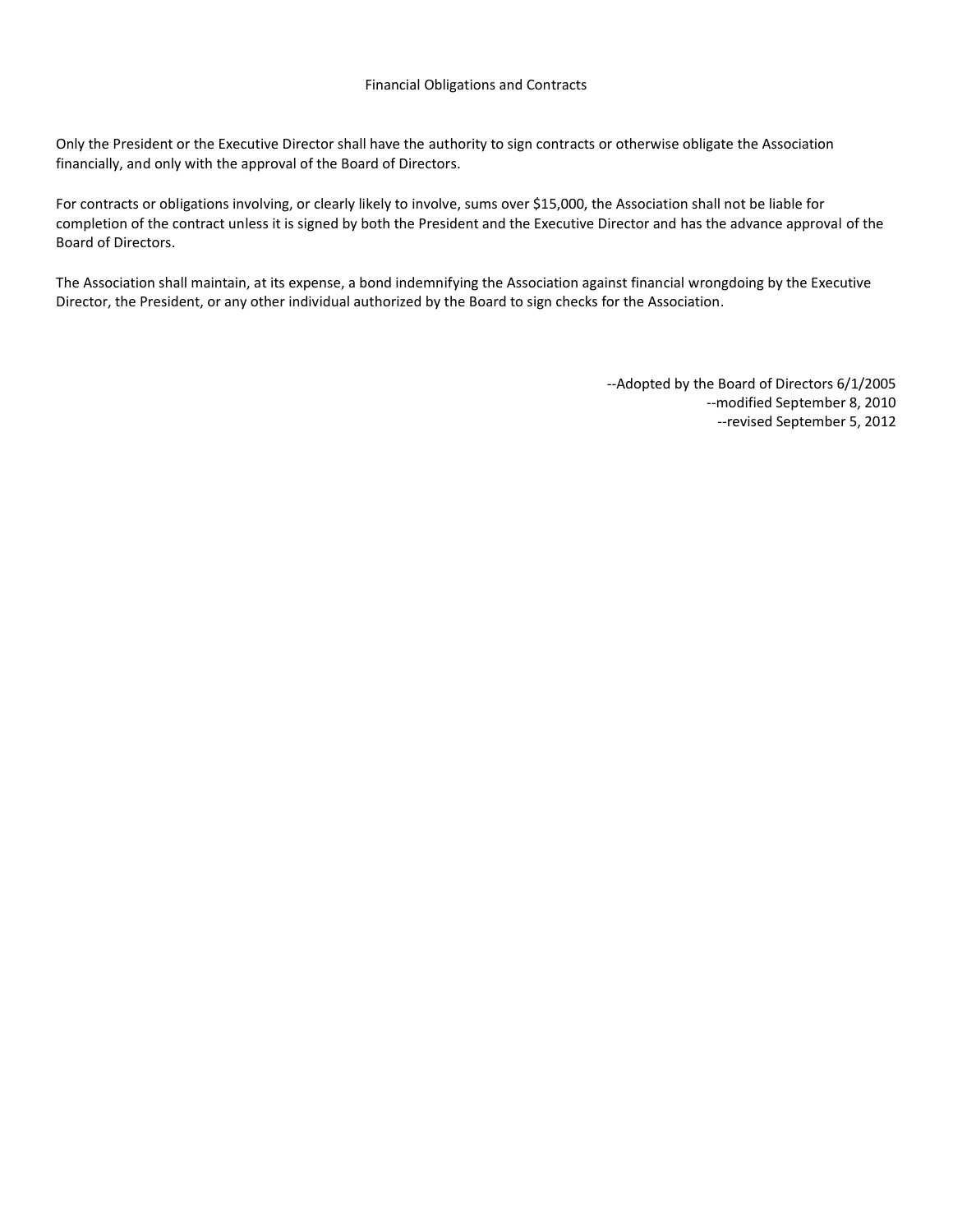## Financial Obligations and Contracts

Only the President or the Executive Director shall have the authority to sign contracts or otherwise obligate the Association financially, and only with the approval of the Board of Directors.

For contracts or obligations involving, or clearly likely to involve, sums over $15,000, the Association shall not be liable for completion of the contract unless it is signed by both the President and the Executive Director and has the advance approval of the Board of Directors.

The Association shall maintain, at its expense, a bond indemnifying the Association against financial wrongdoing by the Executive Director, the President, or any other individual authorized by the Board to sign checks for the Association.

--Adopted by the Board of Directors 6/1/2005
--modified September 8, 2010
--revised September 5, 2012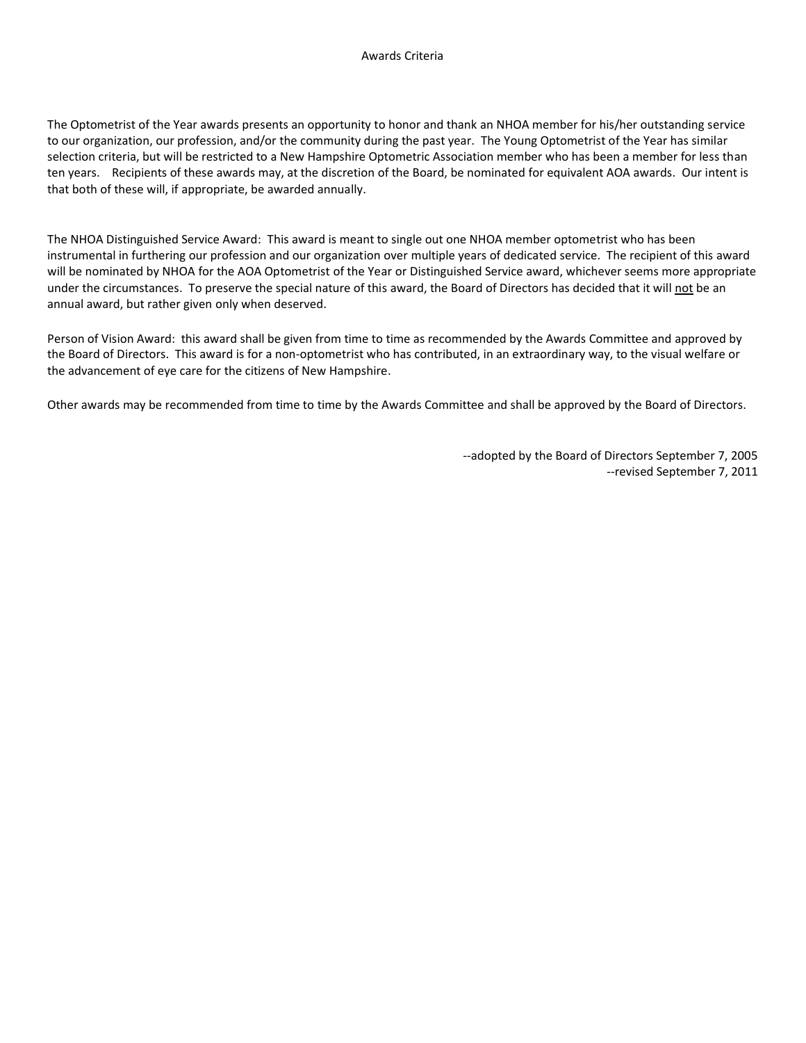# Awards Criteria

The Optometrist of the Year awards presents an opportunity to honor and thank an NHOA member for his/her outstanding service to our organization, our profession, and/or the community during the past year. The Young Optometrist of the Year has similar selection criteria, but will be restricted to a New Hampshire Optometric Association member who has been a member for less than ten years. Recipients of these awards may, at the discretion of the Board, be nominated for equivalent AOA awards. Our intent is that both of these will, if appropriate, be awarded annually.

The NHOA Distinguished Service Award: This award is meant to single out one NHOA member optometrist who has been instrumental in furthering our profession and our organization over multiple years of dedicated service. The recipient of this award will be nominated by NHOA for the AOA Optometrist of the Year or Distinguished Service award, whichever seems more appropriate under the circumstances. To preserve the special nature of this award, the Board of Directors has decided that it will <u>not</u> be an annual award, but rather given only when deserved.

Person of Vision Award: this award shall be given from time to time as recommended by the Awards Committee and approved by the Board of Directors. This award is for a non-optometrist who has contributed, in an extraordinary way, to the visual welfare or the advancement of eye care for the citizens of New Hampshire.

Other awards may be recommended from time to time by the Awards Committee and shall be approved by the Board of Directors.

--adopted by the Board of Directors September 7, 2005
--revised September 7, 2011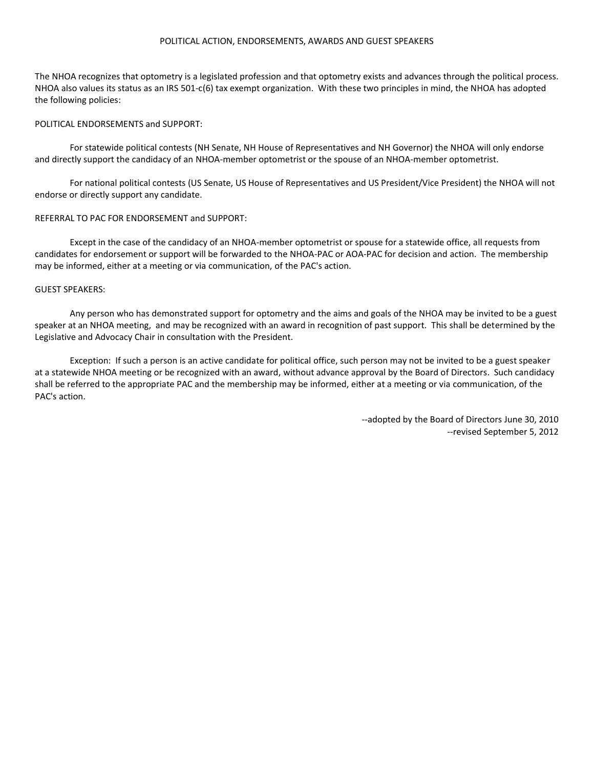## POLITICAL ACTION, ENDORSEMENTS, AWARDS AND GUEST SPEAKERS

The NHOA recognizes that optometry is a legislated profession and that optometry exists and advances through the political process. NHOA also values its status as an IRS 501-c(6) tax exempt organization. With these two principles in mind, the NHOA has adopted the following policies:

### POLITICAL ENDORSEMENTS and SUPPORT:

For statewide political contests (NH Senate, NH House of Representatives and NH Governor) the NHOA will only endorse and directly support the candidacy of an NHOA-member optometrist or the spouse of an NHOA-member optometrist.

For national political contests (US Senate, US House of Representatives and US President/Vice President) the NHOA will not endorse or directly support any candidate.

### REFERRAL TO PAC FOR ENDORSEMENT and SUPPORT:

Except in the case of the candidacy of an NHOA-member optometrist or spouse for a statewide office, all requests from candidates for endorsement or support will be forwarded to the NHOA-PAC or AOA-PAC for decision and action. The membership may be informed, either at a meeting or via communication, of the PAC's action.

### GUEST SPEAKERS:

Any person who has demonstrated support for optometry and the aims and goals of the NHOA may be invited to be a guest speaker at an NHOA meeting, and may be recognized with an award in recognition of past support. This shall be determined by the Legislative and Advocacy Chair in consultation with the President.

Exception: If such a person is an active candidate for political office, such person may not be invited to be a guest speaker at a statewide NHOA meeting or be recognized with an award, without advance approval by the Board of Directors. Such candidacy shall be referred to the appropriate PAC and the membership may be informed, either at a meeting or via communication, of the PAC's action.

--adopted by the Board of Directors June 30, 2010
--revised September 5, 2012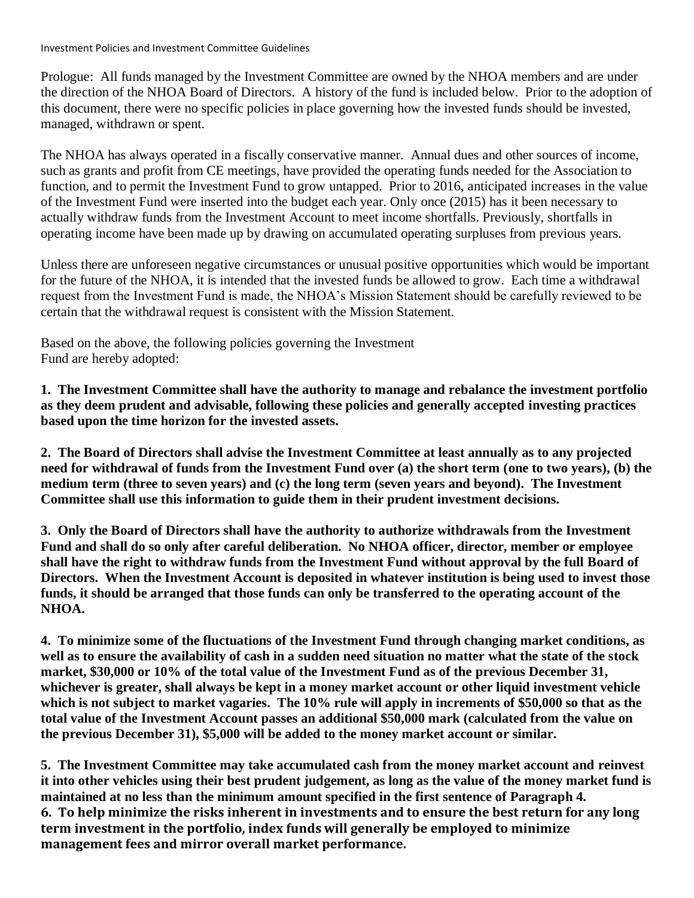Investment Policies and Investment Committee Guidelines

Prologue: All funds managed by the Investment Committee are owned by the NHOA members and are under the direction of the NHOA Board of Directors. A history of the fund is included below. Prior to the adoption of this document, there were no specific policies in place governing how the invested funds should be invested, managed, withdrawn or spent.

The NHOA has always operated in a fiscally conservative manner. Annual dues and other sources of income, such as grants and profit from CE meetings, have provided the operating funds needed for the Association to function, and to permit the Investment Fund to grow untapped. Prior to 2016, anticipated increases in the value of the Investment Fund were inserted into the budget each year. Only once (2015) has it been necessary to actually withdraw funds from the Investment Account to meet income shortfalls. Previously, shortfalls in operating income have been made up by drawing on accumulated operating surpluses from previous years.

Unless there are unforeseen negative circumstances or unusual positive opportunities which would be important for the future of the NHOA, it is intended that the invested funds be allowed to grow. Each time a withdrawal request from the Investment Fund is made, the NHOA's Mission Statement should be carefully reviewed to be certain that the withdrawal request is consistent with the Mission Statement.

Based on the above, the following policies governing the Investment Fund are hereby adopted:

**1. The Investment Committee shall have the authority to manage and rebalance the investment portfolio as they deem prudent and advisable, following these policies and generally accepted investing practices based upon the time horizon for the invested assets.**

**2. The Board of Directors shall advise the Investment Committee at least annually as to any projected need for withdrawal of funds from the Investment Fund over (a) the short term (one to two years), (b) the medium term (three to seven years) and (c) the long term (seven years and beyond). The Investment Committee shall use this information to guide them in their prudent investment decisions.**

**3. Only the Board of Directors shall have the authority to authorize withdrawals from the Investment Fund and shall do so only after careful deliberation. No NHOA officer, director, member or employee shall have the right to withdraw funds from the Investment Fund without approval by the full Board of Directors. When the Investment Account is deposited in whatever institution is being used to invest those funds, it should be arranged that those funds can only be transferred to the operating account of the NHOA.**

**4. To minimize some of the fluctuations of the Investment Fund through changing market conditions, as well as to ensure the availability of cash in a sudden need situation no matter what the state of the stock market, $30,000 or 10% of the total value of the Investment Fund as of the previous December 31, whichever is greater, shall always be kept in a money market account or other liquid investment vehicle which is not subject to market vagaries. The 10% rule will apply in increments of $50,000 so that as the total value of the Investment Account passes an additional $50,000 mark (calculated from the value on the previous December 31), $5,000 will be added to the money market account or similar.**

**5. The Investment Committee may take accumulated cash from the money market account and reinvest it into other vehicles using their best prudent judgement, as long as the value of the money market fund is maintained at no less than the minimum amount specified in the first sentence of Paragraph 4.**

**6. To help minimize the risks inherent in investments and to ensure the best return for any long term investment in the portfolio, index funds will generally be employed to minimize management fees and mirror overall market performance.**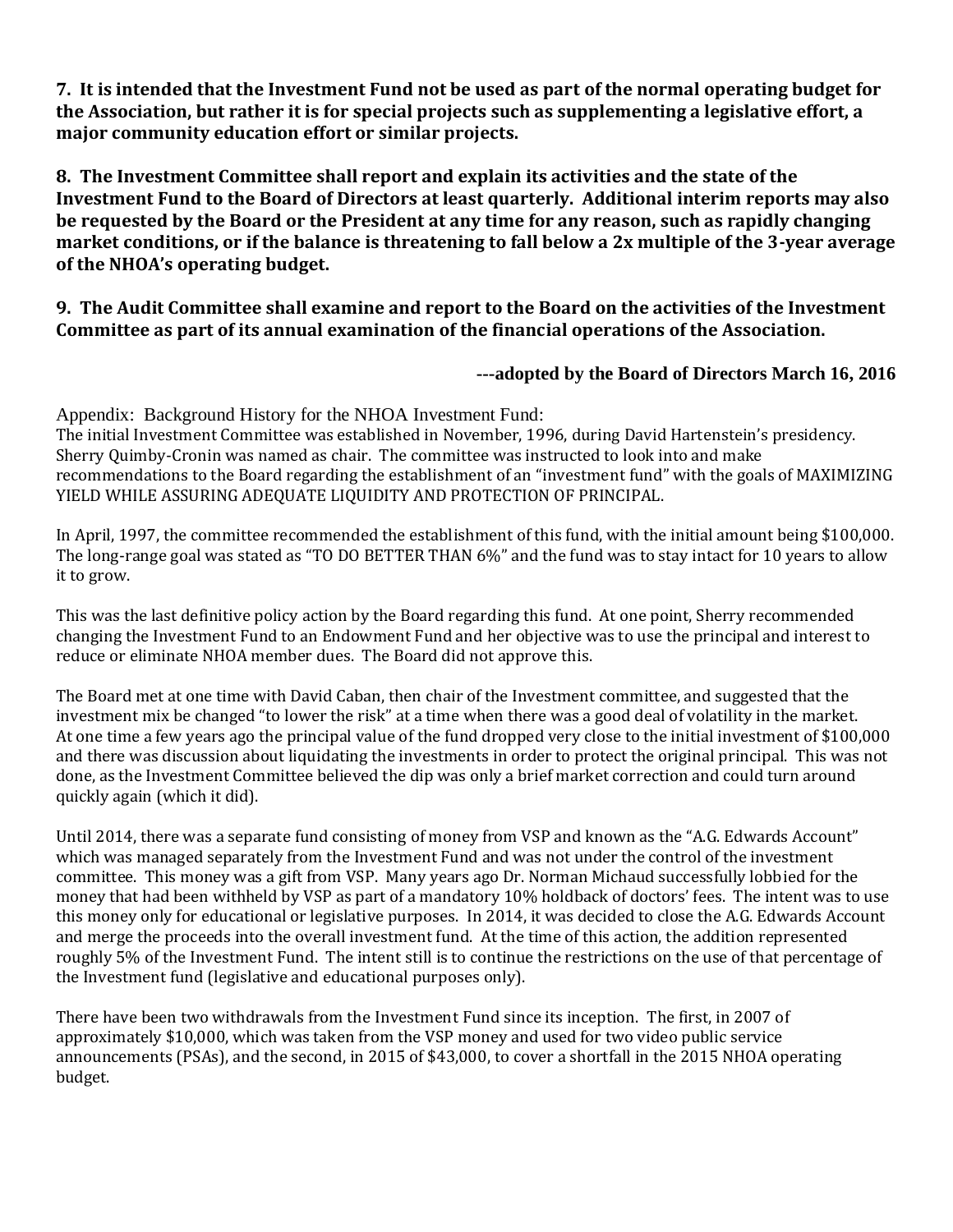**7. It is intended that the Investment Fund not be used as part of the normal operating budget for the Association, but rather it is for special projects such as supplementing a legislative effort, a major community education effort or similar projects.**

**8. The Investment Committee shall report and explain its activities and the state of the Investment Fund to the Board of Directors at least quarterly. Additional interim reports may also be requested by the Board or the President at any time for any reason, such as rapidly changing market conditions, or if the balance is threatening to fall below a 2x multiple of the 3-year average of the NHOA's operating budget.**

**9. The Audit Committee shall examine and report to the Board on the activities of the Investment Committee as part of its annual examination of the financial operations of the Association.**

**---adopted by the Board of Directors March 16, 2016**

Appendix: Background History for the NHOA Investment Fund:

The initial Investment Committee was established in November, 1996, during David Hartenstein's presidency. Sherry Quimby-Cronin was named as chair. The committee was instructed to look into and make recommendations to the Board regarding the establishment of an "investment fund" with the goals of MAXIMIZING YIELD WHILE ASSURING ADEQUATE LIQUIDITY AND PROTECTION OF PRINCIPAL.

In April, 1997, the committee recommended the establishment of this fund, with the initial amount being $100,000. The long-range goal was stated as "TO DO BETTER THAN 6%" and the fund was to stay intact for 10 years to allow it to grow.

This was the last definitive policy action by the Board regarding this fund. At one point, Sherry recommended changing the Investment Fund to an Endowment Fund and her objective was to use the principal and interest to reduce or eliminate NHOA member dues. The Board did not approve this.

The Board met at one time with David Caban, then chair of the Investment committee, and suggested that the investment mix be changed "to lower the risk" at a time when there was a good deal of volatility in the market. At one time a few years ago the principal value of the fund dropped very close to the initial investment of $100,000 and there was discussion about liquidating the investments in order to protect the original principal. This was not done, as the Investment Committee believed the dip was only a brief market correction and could turn around quickly again (which it did).

Until 2014, there was a separate fund consisting of money from VSP and known as the "A.G. Edwards Account" which was managed separately from the Investment Fund and was not under the control of the investment committee. This money was a gift from VSP. Many years ago Dr. Norman Michaud successfully lobbied for the money that had been withheld by VSP as part of a mandatory 10% holdback of doctors' fees. The intent was to use this money only for educational or legislative purposes. In 2014, it was decided to close the A.G. Edwards Account and merge the proceeds into the overall investment fund. At the time of this action, the addition represented roughly 5% of the Investment Fund. The intent still is to continue the restrictions on the use of that percentage of the Investment fund (legislative and educational purposes only).

There have been two withdrawals from the Investment Fund since its inception. The first, in 2007 of approximately $10,000, which was taken from the VSP money and used for two video public service announcements (PSAs), and the second, in 2015 of $43,000, to cover a shortfall in the 2015 NHOA operating budget.